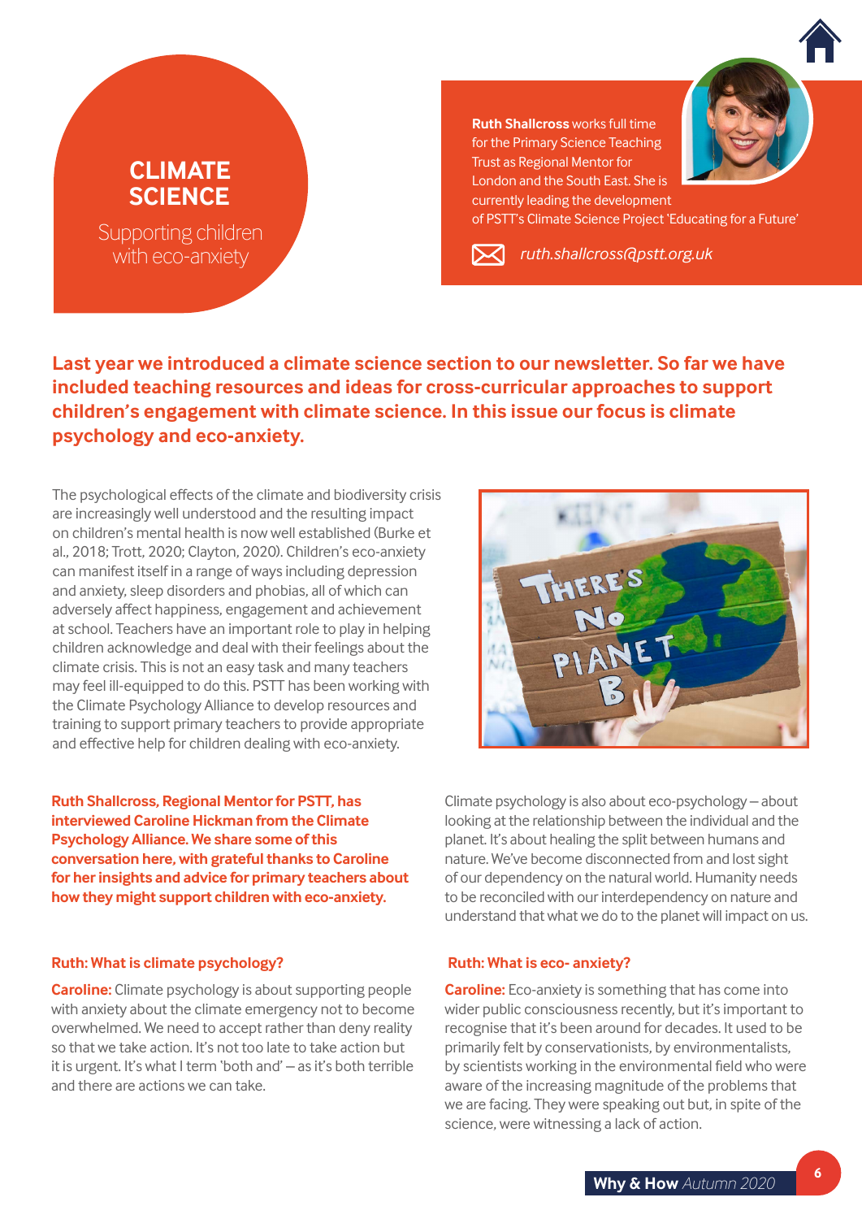# CLIMATE SCIENCE

## Supporting children with eco-anxiety

**Ruth Shallcross** works full time for the Primary Science Teaching Trust as Regional Mentor for London and the South East. She is currently leading the development of PSTT's Climate Science Project 'Educating for a Future'

*ruth.shallcross@pstt.org.uk*

**Last year we introduced a climate science section to our newsletter. So far we have included teaching resources and ideas for cross-curricular approaches to support children's engagement with climate science. In this issue our focus is climate psychology and eco-anxiety.**

The psychological effects of the climate and biodiversity crisis are increasingly well understood and the resulting impact on children's mental health is now well established (Burke et al., 2018; Trott, 2020; Clayton, 2020). Children's eco-anxiety can manifest itself in a range of ways including depression and anxiety, sleep disorders and phobias, all of which can adversely affect happiness, engagement and achievement at school. Teachers have an important role to play in helping children acknowledge and deal with their feelings about the climate crisis. This is not an easy task and many teachers may feel ill-equipped to do this. PSTT has been working with the Climate Psychology Alliance to develop resources and training to support primary teachers to provide appropriate and effective help for children dealing with eco-anxiety.

**Ruth Shallcross, Regional Mentor for PSTT, has interviewed Caroline Hickman from the Climate Psychology Alliance. We share some of this conversation here, with grateful thanks to Caroline for her insights and advice for primary teachers about how they might support children with eco-anxiety.**

**Ruth: What is climate psychology?**

**Caroline:** Climate psychology is about supporting people with anxiety about the climate emergency not to become overwhelmed. We need to accept rather than deny reality so that we take action. It's not too late to take action but it is urgent. It's what I term 'both and' – as it's both terrible and there are actions we can take.

Climate psychology is also about eco-psychology – about looking at the relationship between the individual and the planet. It's about healing the split between humans and nature. We've become disconnected from and lost sight of our dependency on the natural world. Humanity needs to be reconciled with our interdependency on nature and understand that what we do to the planet will impact on us.

**Ruth: What is eco- anxiety?**

**Caroline:** Eco-anxiety is something that has come into wider public consciousness recently, but it's important to recognise that it's been around for decades. It used to be primarily felt by conservationists, by environmentalists, by scientists working in the environmental field who were aware of the increasing magnitude of the problems that we are facing. They were speaking out but, in spite of the science, were witnessing a lack of action.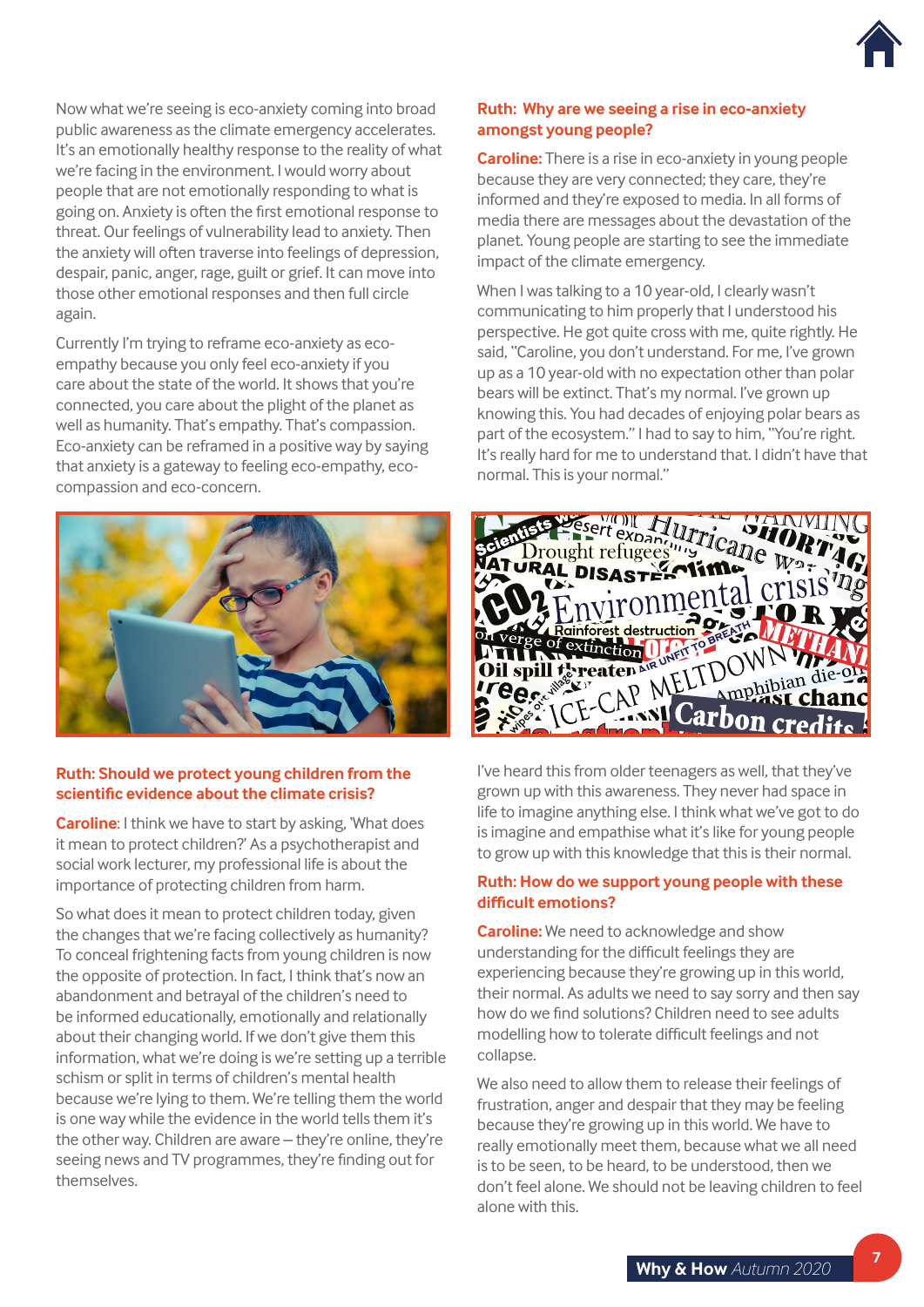Now what we're seeing is eco-anxiety coming into broad public awareness as the climate emergency accelerates. It's an emotionally healthy response to the reality of what we're facing in the environment. I would worry about people that are not emotionally responding to what is going on. Anxiety is often the first emotional response to threat. Our feelings of vulnerability lead to anxiety. Then the anxiety will often traverse into feelings of depression, despair, panic, anger, rage, guilt or grief. It can move into those other emotional responses and then full circle again.

Currently I'm trying to reframe eco-anxiety as eco-empathy because you only feel eco-anxiety if you care about the state of the world. It shows that you're connected, you care about the plight of the planet as well as humanity. That's empathy. That's compassion. Eco-anxiety can be reframed in a positive way by saying that anxiety is a gateway to feeling eco-empathy, eco-compassion and eco-concern.

### Ruth: Should we protect young children from the scientific evidence about the climate crisis?

**Caroline**: I think we have to start by asking, 'What does it mean to protect children?' As a psychotherapist and social work lecturer, my professional life is about the importance of protecting children from harm.

So what does it mean to protect children today, given the changes that we're facing collectively as humanity? To conceal frightening facts from young children is now the opposite of protection. In fact, I think that's now an abandonment and betrayal of the children's need to be informed educationally, emotionally and relationally about their changing world. If we don't give them this information, what we're doing is we're setting up a terrible schism or split in terms of children's mental health because we're lying to them. We're telling them the world is one way while the evidence in the world tells them it's the other way. Children are aware – they're online, they're seeing news and TV programmes, they're finding out for themselves.

### Ruth: Why are we seeing a rise in eco-anxiety amongst young people?

**Caroline:** There is a rise in eco-anxiety in young people because they are very connected; they care, they're informed and they're exposed to media. In all forms of media there are messages about the devastation of the planet. Young people are starting to see the immediate impact of the climate emergency.

When I was talking to a 10 year-old, I clearly wasn't communicating to him properly that I understood his perspective. He got quite cross with me, quite rightly. He said, "Caroline, you don't understand. For me, I've grown up as a 10 year-old with no expectation other than polar bears will be extinct. That's my normal. I've grown up knowing this. You had decades of enjoying polar bears as part of the ecosystem." I had to say to him, "You're right. It's really hard for me to understand that. I didn't have that normal. This is your normal."

I've heard this from older teenagers as well, that they've grown up with this awareness. They never had space in life to imagine anything else. I think what we've got to do is imagine and empathise what it's like for young people to grow up with this knowledge that this is their normal.

### Ruth: How do we support young people with these difficult emotions?

**Caroline:** We need to acknowledge and show understanding for the difficult feelings they are experiencing because they're growing up in this world, their normal. As adults we need to say sorry and then say how do we find solutions? Children need to see adults modelling how to tolerate difficult feelings and not collapse.

We also need to allow them to release their feelings of frustration, anger and despair that they may be feeling because they're growing up in this world. We have to really emotionally meet them, because what we all need is to be seen, to be heard, to be understood, then we don't feel alone. We should not be leaving children to feel alone with this.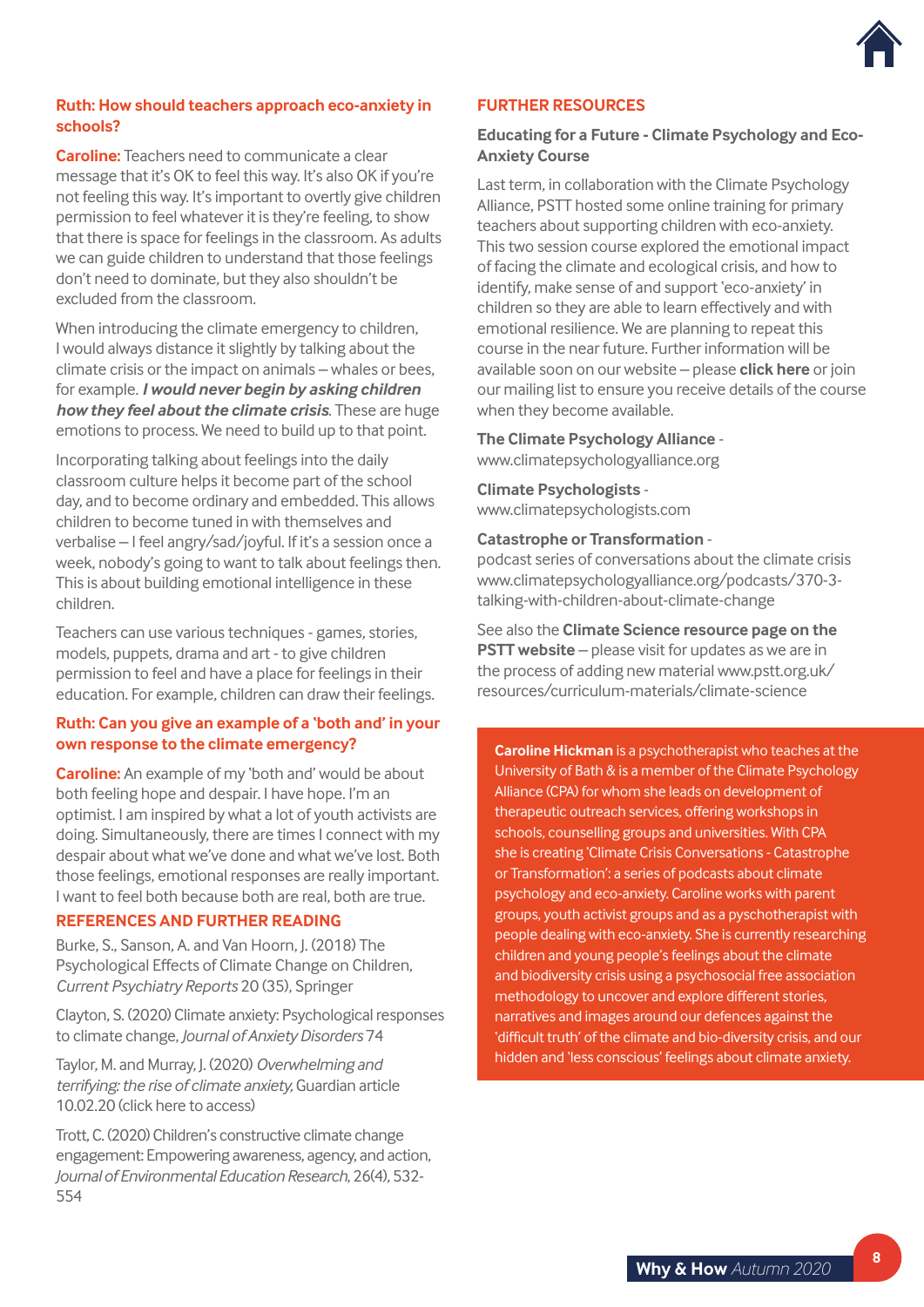**Ruth: How should teachers approach eco-anxiety in schools?**

**Caroline:** Teachers need to communicate a clear message that it's OK to feel this way. It's also OK if you're not feeling this way. It's important to overtly give children permission to feel whatever it is they're feeling, to show that there is space for feelings in the classroom. As adults we can guide children to understand that those feelings don't need to dominate, but they also shouldn't be excluded from the classroom.

When introducing the climate emergency to children, I would always distance it slightly by talking about the climate crisis or the impact on animals – whales or bees, for example. ***I would never begin by asking children how they feel about the climate crisis***. These are huge emotions to process. We need to build up to that point.

Incorporating talking about feelings into the daily classroom culture helps it become part of the school day, and to become ordinary and embedded. This allows children to become tuned in with themselves and verbalise – I feel angry/sad/joyful. If it's a session once a week, nobody's going to want to talk about feelings then. This is about building emotional intelligence in these children.

Teachers can use various techniques - games, stories, models, puppets, drama and art - to give children permission to feel and have a place for feelings in their education. For example, children can draw their feelings.

**Ruth: Can you give an example of a 'both and' in your own response to the climate emergency?**

**Caroline:** An example of my 'both and' would be about both feeling hope and despair. I have hope. I'm an optimist. I am inspired by what a lot of youth activists are doing. Simultaneously, there are times I connect with my despair about what we've done and what we've lost. Both those feelings, emotional responses are really important. I want to feel both because both are real, both are true.

## REFERENCES AND FURTHER READING

Burke, S., Sanson, A. and Van Hoorn, J. (2018) The Psychological Effects of Climate Change on Children, *Current Psychiatry Reports* 20 (35), Springer

Clayton, S. (2020) Climate anxiety: Psychological responses to climate change, *Journal of Anxiety Disorders* 74

Taylor, M. and Murray, J. (2020) *Overwhelming and terrifying: the rise of climate anxiety,* Guardian article 10.02.20 (click here to access)

Trott, C. (2020) Children's constructive climate change engagement: Empowering awareness, agency, and action, *Journal of Environmental Education Research,* 26(4), 532-554

## FURTHER RESOURCES

### Educating for a Future - Climate Psychology and Eco-Anxiety Course

Last term, in collaboration with the Climate Psychology Alliance, PSTT hosted some online training for primary teachers about supporting children with eco-anxiety. This two session course explored the emotional impact of facing the climate and ecological crisis, and how to identify, make sense of and support 'eco-anxiety' in children so they are able to learn effectively and with emotional resilience. We are planning to repeat this course in the near future. Further information will be available soon on our website – please **click here** or join our mailing list to ensure you receive details of the course when they become available.

**The Climate Psychology Alliance** - www.climatepsychologyalliance.org

**Climate Psychologists** - www.climatepsychologists.com

**Catastrophe or Transformation** - podcast series of conversations about the climate crisis www.climatepsychologyalliance.org/podcasts/370-3-talking-with-children-about-climate-change

See also the **Climate Science resource page on the PSTT website** – please visit for updates as we are in the process of adding new material www.pstt.org.uk/resources/curriculum-materials/climate-science

**Caroline Hickman** is a psychotherapist who teaches at the University of Bath & is a member of the Climate Psychology Alliance (CPA) for whom she leads on development of therapeutic outreach services, offering workshops in schools, counselling groups and universities. With CPA she is creating 'Climate Crisis Conversations - Catastrophe or Transformation': a series of podcasts about climate psychology and eco-anxiety. Caroline works with parent groups, youth activist groups and as a pyschotherapist with people dealing with eco-anxiety. She is currently researching children and young people's feelings about the climate and biodiversity crisis using a psychosocial free association methodology to uncover and explore different stories, narratives and images around our defences against the 'difficult truth' of the climate and bio-diversity crisis, and our hidden and 'less conscious' feelings about climate anxiety.